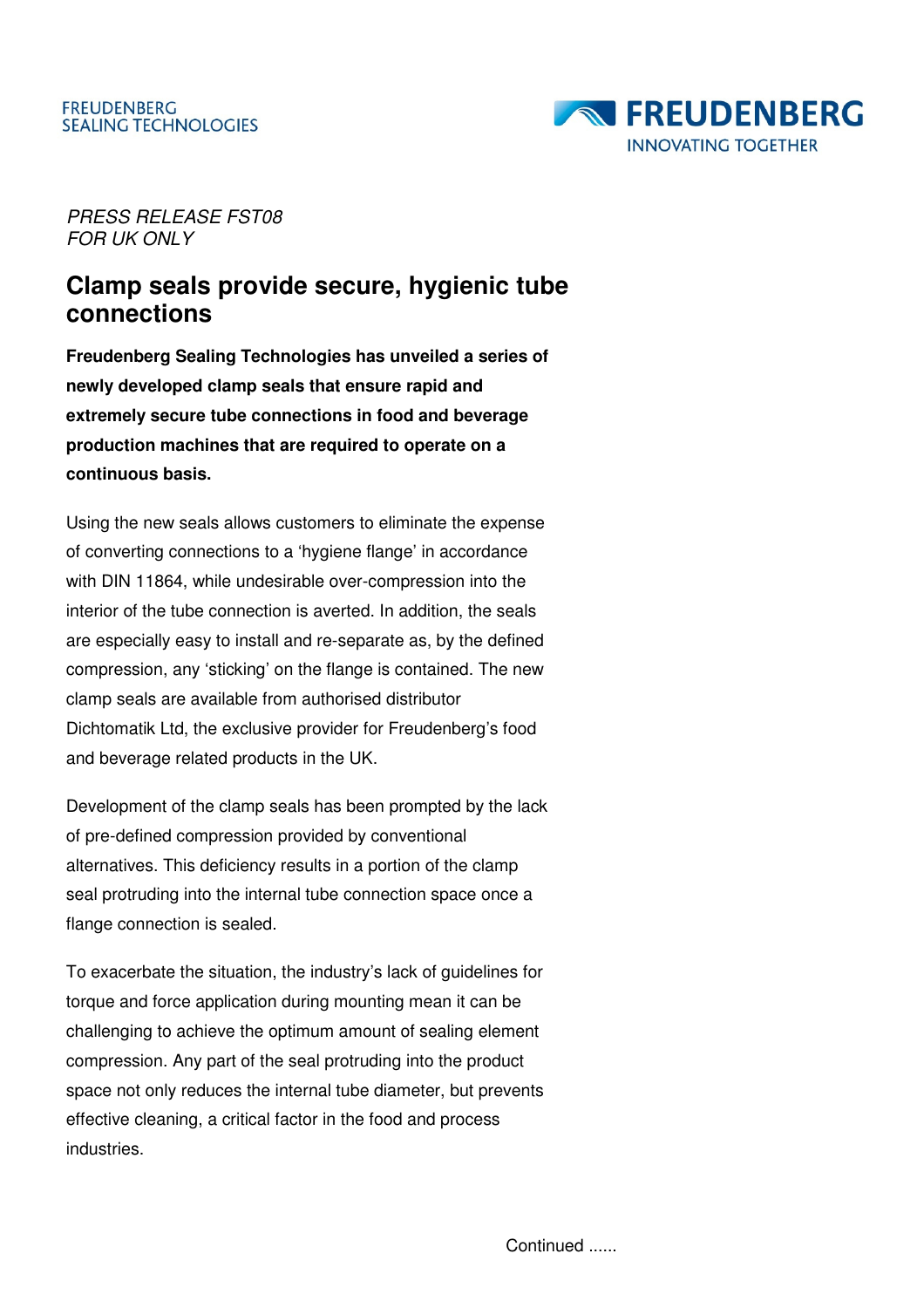FREUDENBERG
SEALING TECHNOLOGIES

FREUDENBERG
INNOVATING TOGETHER

*PRESS RELEASE FST08*
*FOR UK ONLY*

# Clamp seals provide secure, hygienic tube connections

**Freudenberg Sealing Technologies has unveiled a series of newly developed clamp seals that ensure rapid and extremely secure tube connections in food and beverage production machines that are required to operate on a continuous basis.**

Using the new seals allows customers to eliminate the expense of converting connections to a 'hygiene flange' in accordance with DIN 11864, while undesirable over-compression into the interior of the tube connection is averted. In addition, the seals are especially easy to install and re-separate as, by the defined compression, any 'sticking' on the flange is contained. The new clamp seals are available from authorised distributor Dichtomatik Ltd, the exclusive provider for Freudenberg's food and beverage related products in the UK.

Development of the clamp seals has been prompted by the lack of pre-defined compression provided by conventional alternatives. This deficiency results in a portion of the clamp seal protruding into the internal tube connection space once a flange connection is sealed.

To exacerbate the situation, the industry's lack of guidelines for torque and force application during mounting mean it can be challenging to achieve the optimum amount of sealing element compression. Any part of the seal protruding into the product space not only reduces the internal tube diameter, but prevents effective cleaning, a critical factor in the food and process industries.

Continued ......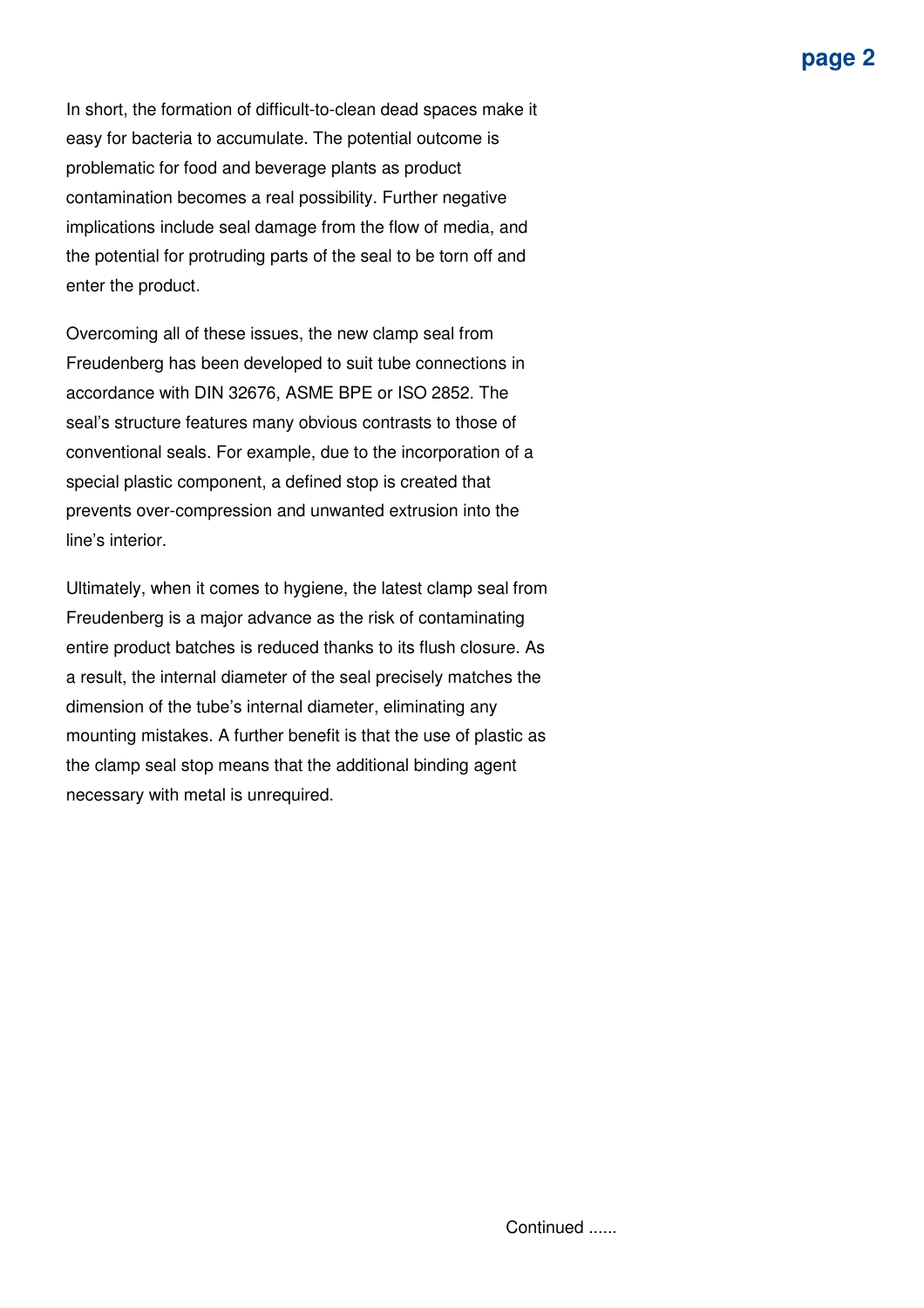In short, the formation of difficult-to-clean dead spaces make it easy for bacteria to accumulate. The potential outcome is problematic for food and beverage plants as product contamination becomes a real possibility. Further negative implications include seal damage from the flow of media, and the potential for protruding parts of the seal to be torn off and enter the product.

Overcoming all of these issues, the new clamp seal from Freudenberg has been developed to suit tube connections in accordance with DIN 32676, ASME BPE or ISO 2852. The seal's structure features many obvious contrasts to those of conventional seals. For example, due to the incorporation of a special plastic component, a defined stop is created that prevents over-compression and unwanted extrusion into the line's interior.

Ultimately, when it comes to hygiene, the latest clamp seal from Freudenberg is a major advance as the risk of contaminating entire product batches is reduced thanks to its flush closure. As a result, the internal diameter of the seal precisely matches the dimension of the tube's internal diameter, eliminating any mounting mistakes. A further benefit is that the use of plastic as the clamp seal stop means that the additional binding agent necessary with metal is unrequired.

Continued ......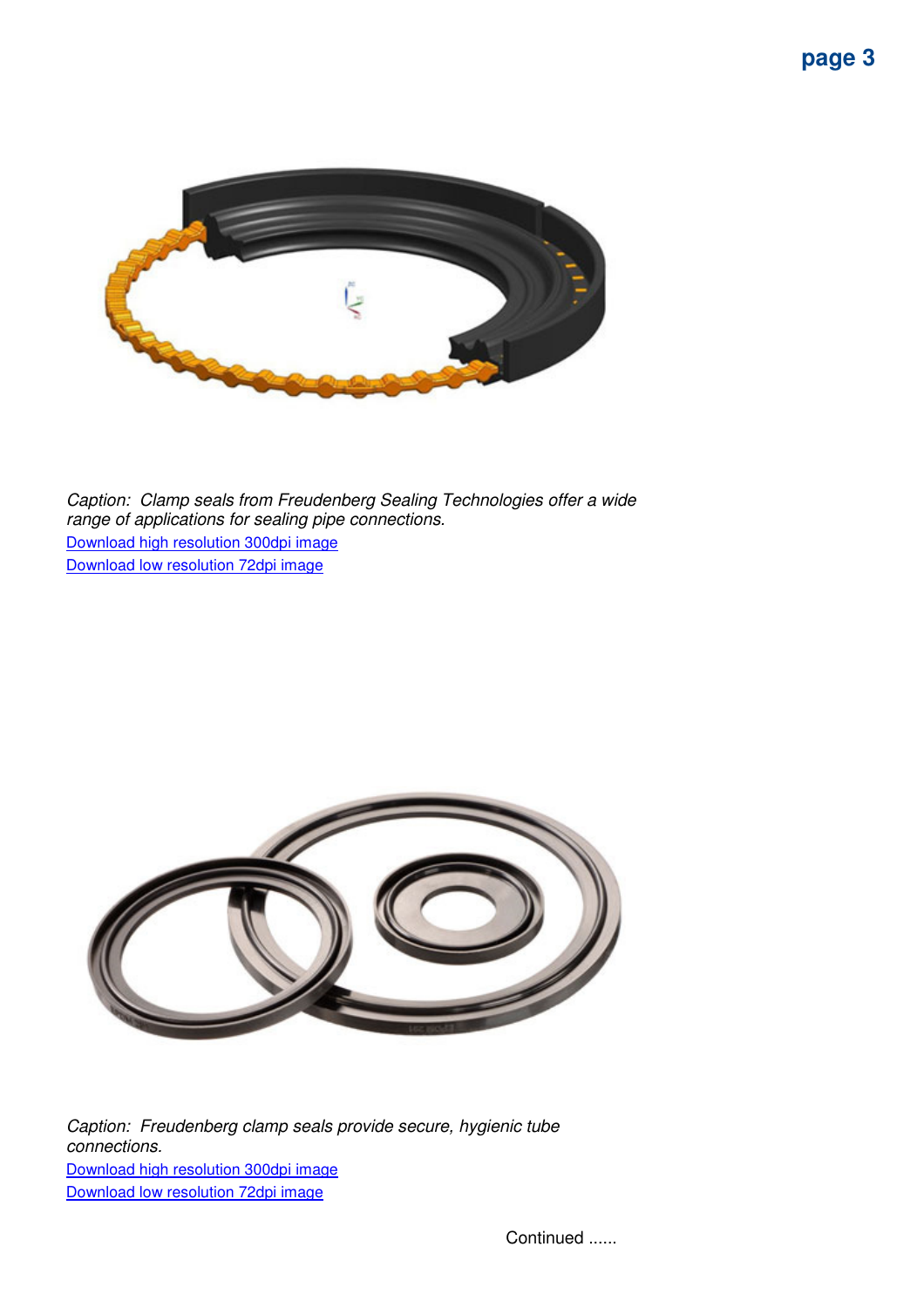*Caption: Clamp seals from Freudenberg Sealing Technologies offer a wide range of applications for sealing pipe connections.*

Download high resolution 300dpi image

Download low resolution 72dpi image

*Caption: Freudenberg clamp seals provide secure, hygienic tube connections.*

Download high resolution 300dpi image

Download low resolution 72dpi image

Continued ......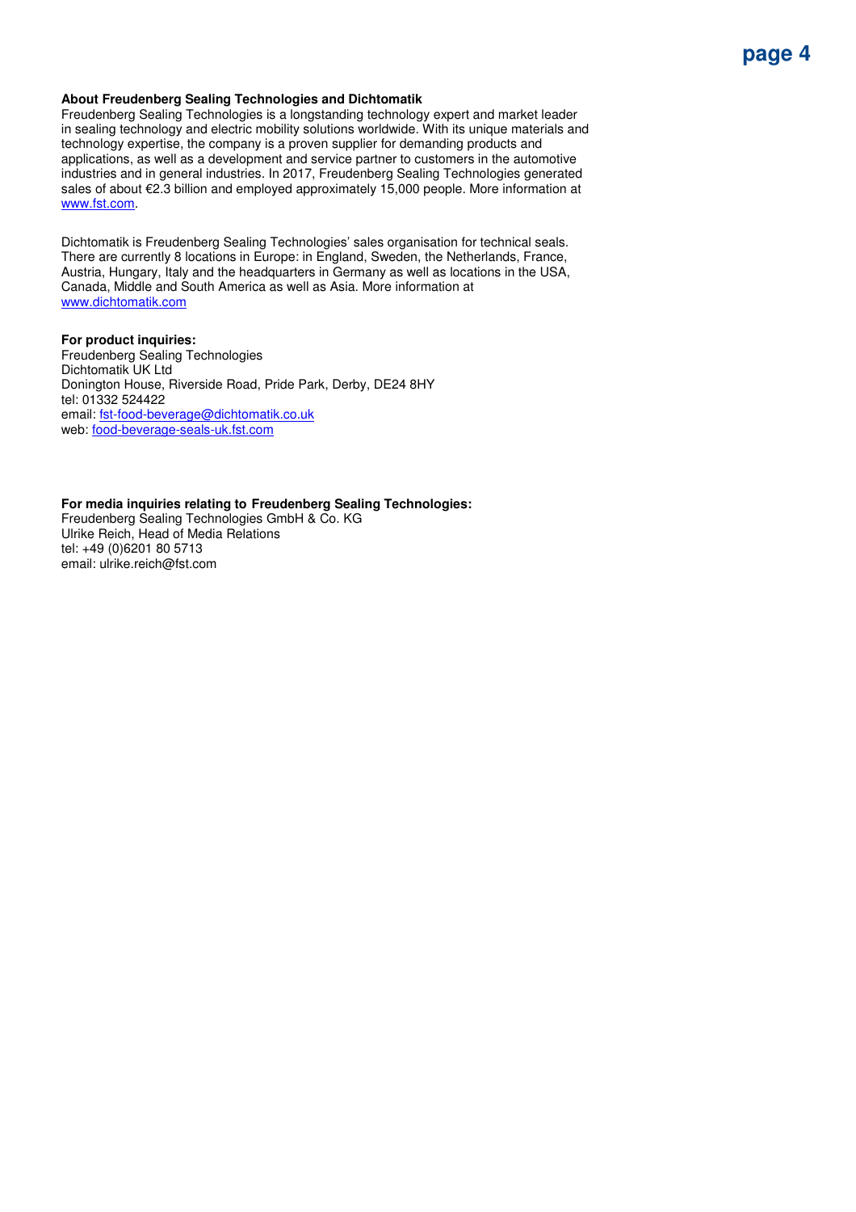**About Freudenberg Sealing Technologies and Dichtomatik**
Freudenberg Sealing Technologies is a longstanding technology expert and market leader in sealing technology and electric mobility solutions worldwide. With its unique materials and technology expertise, the company is a proven supplier for demanding products and applications, as well as a development and service partner to customers in the automotive industries and in general industries. In 2017, Freudenberg Sealing Technologies generated sales of about €2.3 billion and employed approximately 15,000 people. More information at www.fst.com.

Dichtomatik is Freudenberg Sealing Technologies' sales organisation for technical seals. There are currently 8 locations in Europe: in England, Sweden, the Netherlands, France, Austria, Hungary, Italy and the headquarters in Germany as well as locations in the USA, Canada, Middle and South America as well as Asia. More information at www.dichtomatik.com

**For product inquiries:**
Freudenberg Sealing Technologies
Dichtomatik UK Ltd
Donington House, Riverside Road, Pride Park, Derby, DE24 8HY
tel: 01332 524422
email: fst-food-beverage@dichtomatik.co.uk
web: food-beverage-seals-uk.fst.com

**For media inquiries relating to Freudenberg Sealing Technologies:**
Freudenberg Sealing Technologies GmbH & Co. KG
Ulrike Reich, Head of Media Relations
tel: +49 (0)6201 80 5713
email: ulrike.reich@fst.com